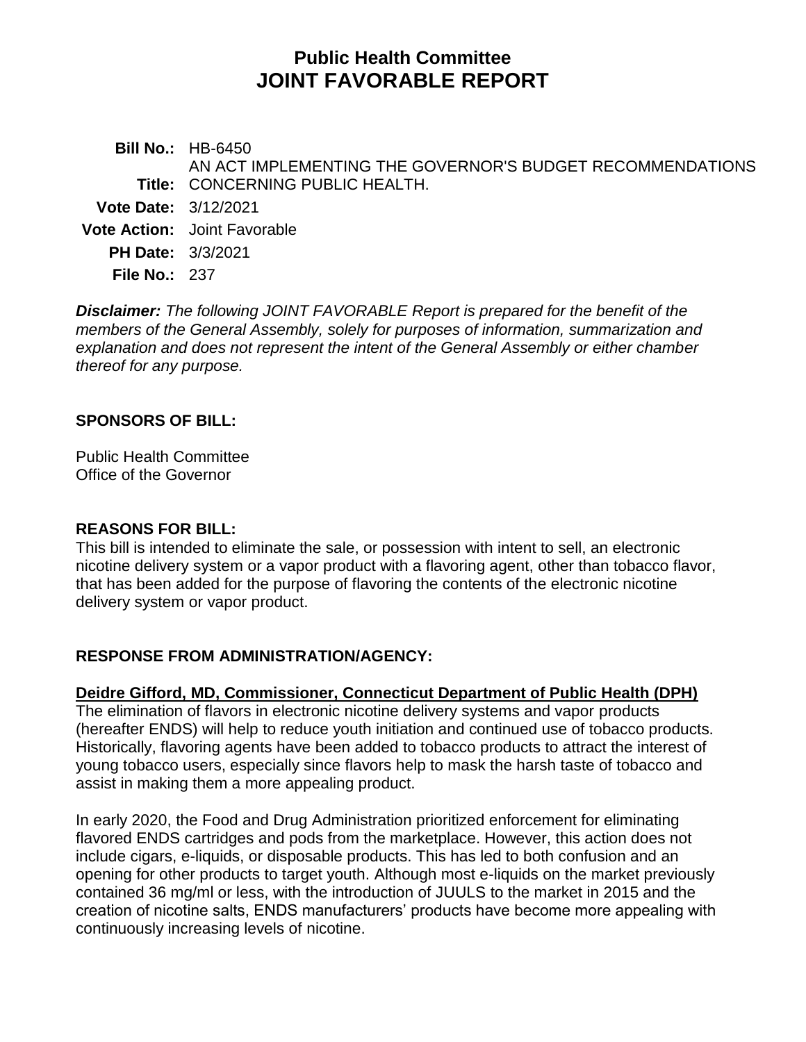# Public Health Committee
# JOINT FAVORABLE REPORT

**Bill No.:** HB-6450

**Title:** AN ACT IMPLEMENTING THE GOVERNOR'S BUDGET RECOMMENDATIONS CONCERNING PUBLIC HEALTH.

**Vote Date:** 3/12/2021

**Vote Action:** Joint Favorable

**PH Date:** 3/3/2021

**File No.:** 237

***Disclaimer:** The following JOINT FAVORABLE Report is prepared for the benefit of the members of the General Assembly, solely for purposes of information, summarization and explanation and does not represent the intent of the General Assembly or either chamber thereof for any purpose.*

## SPONSORS OF BILL:

Public Health Committee
Office of the Governor

## REASONS FOR BILL:

This bill is intended to eliminate the sale, or possession with intent to sell, an electronic nicotine delivery system or a vapor product with a flavoring agent, other than tobacco flavor, that has been added for the purpose of flavoring the contents of the electronic nicotine delivery system or vapor product.

## RESPONSE FROM ADMINISTRATION/AGENCY:

**Deidre Gifford, MD, Commissioner, Connecticut Department of Public Health (DPH)**

The elimination of flavors in electronic nicotine delivery systems and vapor products (hereafter ENDS) will help to reduce youth initiation and continued use of tobacco products. Historically, flavoring agents have been added to tobacco products to attract the interest of young tobacco users, especially since flavors help to mask the harsh taste of tobacco and assist in making them a more appealing product.

In early 2020, the Food and Drug Administration prioritized enforcement for eliminating flavored ENDS cartridges and pods from the marketplace. However, this action does not include cigars, e-liquids, or disposable products. This has led to both confusion and an opening for other products to target youth. Although most e-liquids on the market previously contained 36 mg/ml or less, with the introduction of JUULS to the market in 2015 and the creation of nicotine salts, ENDS manufacturers' products have become more appealing with continuously increasing levels of nicotine.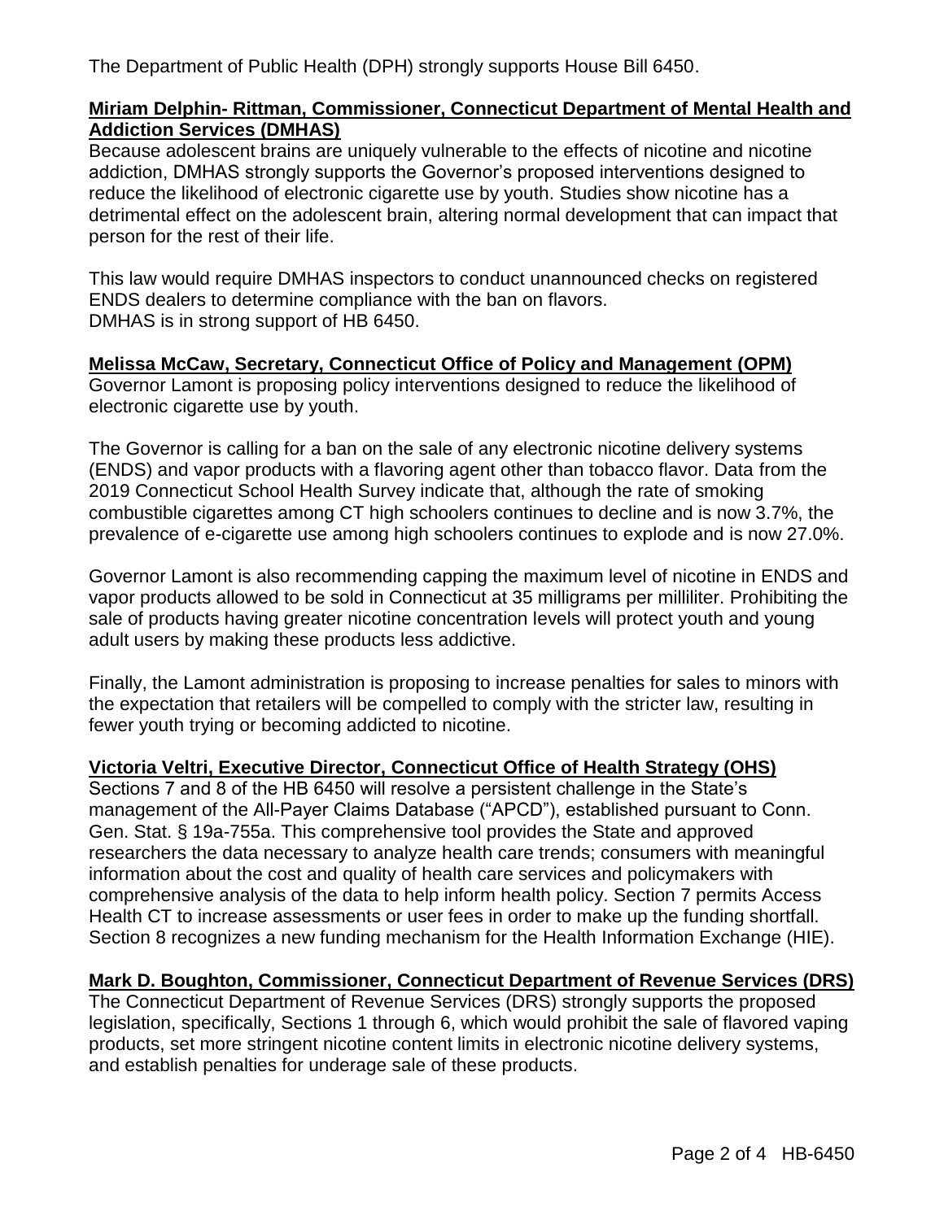The Department of Public Health (DPH) strongly supports House Bill 6450.

**Miriam Delphin- Rittman, Commissioner, Connecticut Department of Mental Health and Addiction Services (DMHAS)**

Because adolescent brains are uniquely vulnerable to the effects of nicotine and nicotine addiction, DMHAS strongly supports the Governor's proposed interventions designed to reduce the likelihood of electronic cigarette use by youth. Studies show nicotine has a detrimental effect on the adolescent brain, altering normal development that can impact that person for the rest of their life.

This law would require DMHAS inspectors to conduct unannounced checks on registered ENDS dealers to determine compliance with the ban on flavors.
DMHAS is in strong support of HB 6450.

**Melissa McCaw, Secretary, Connecticut Office of Policy and Management (OPM)**

Governor Lamont is proposing policy interventions designed to reduce the likelihood of electronic cigarette use by youth.

The Governor is calling for a ban on the sale of any electronic nicotine delivery systems (ENDS) and vapor products with a flavoring agent other than tobacco flavor. Data from the 2019 Connecticut School Health Survey indicate that, although the rate of smoking combustible cigarettes among CT high schoolers continues to decline and is now 3.7%, the prevalence of e-cigarette use among high schoolers continues to explode and is now 27.0%.

Governor Lamont is also recommending capping the maximum level of nicotine in ENDS and vapor products allowed to be sold in Connecticut at 35 milligrams per milliliter. Prohibiting the sale of products having greater nicotine concentration levels will protect youth and young adult users by making these products less addictive.

Finally, the Lamont administration is proposing to increase penalties for sales to minors with the expectation that retailers will be compelled to comply with the stricter law, resulting in fewer youth trying or becoming addicted to nicotine.

**Victoria Veltri, Executive Director, Connecticut Office of Health Strategy (OHS)**

Sections 7 and 8 of the HB 6450 will resolve a persistent challenge in the State's management of the All-Payer Claims Database ("APCD"), established pursuant to Conn. Gen. Stat. § 19a-755a. This comprehensive tool provides the State and approved researchers the data necessary to analyze health care trends; consumers with meaningful information about the cost and quality of health care services and policymakers with comprehensive analysis of the data to help inform health policy. Section 7 permits Access Health CT to increase assessments or user fees in order to make up the funding shortfall. Section 8 recognizes a new funding mechanism for the Health Information Exchange (HIE).

**Mark D. Boughton, Commissioner, Connecticut Department of Revenue Services (DRS)**

The Connecticut Department of Revenue Services (DRS) strongly supports the proposed legislation, specifically, Sections 1 through 6, which would prohibit the sale of flavored vaping products, set more stringent nicotine content limits in electronic nicotine delivery systems, and establish penalties for underage sale of these products.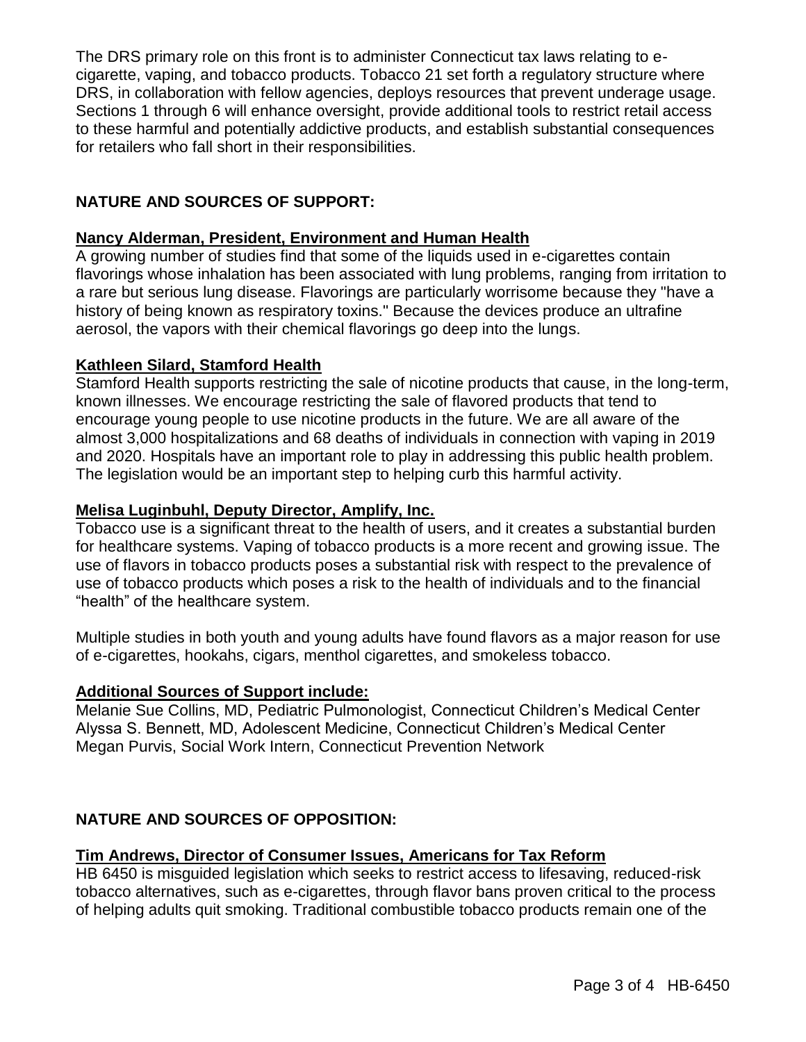The DRS primary role on this front is to administer Connecticut tax laws relating to e-cigarette, vaping, and tobacco products. Tobacco 21 set forth a regulatory structure where DRS, in collaboration with fellow agencies, deploys resources that prevent underage usage. Sections 1 through 6 will enhance oversight, provide additional tools to restrict retail access to these harmful and potentially addictive products, and establish substantial consequences for retailers who fall short in their responsibilities.

## NATURE AND SOURCES OF SUPPORT:

**Nancy Alderman, President, Environment and Human Health**

A growing number of studies find that some of the liquids used in e-cigarettes contain flavorings whose inhalation has been associated with lung problems, ranging from irritation to a rare but serious lung disease. Flavorings are particularly worrisome because they "have a history of being known as respiratory toxins." Because the devices produce an ultrafine aerosol, the vapors with their chemical flavorings go deep into the lungs.

**Kathleen Silard, Stamford Health**

Stamford Health supports restricting the sale of nicotine products that cause, in the long-term, known illnesses. We encourage restricting the sale of flavored products that tend to encourage young people to use nicotine products in the future. We are all aware of the almost 3,000 hospitalizations and 68 deaths of individuals in connection with vaping in 2019 and 2020. Hospitals have an important role to play in addressing this public health problem. The legislation would be an important step to helping curb this harmful activity.

**Melisa Luginbuhl, Deputy Director, Amplify, Inc.**

Tobacco use is a significant threat to the health of users, and it creates a substantial burden for healthcare systems. Vaping of tobacco products is a more recent and growing issue. The use of flavors in tobacco products poses a substantial risk with respect to the prevalence of use of tobacco products which poses a risk to the health of individuals and to the financial "health" of the healthcare system.

Multiple studies in both youth and young adults have found flavors as a major reason for use of e-cigarettes, hookahs, cigars, menthol cigarettes, and smokeless tobacco.

**Additional Sources of Support include:**

Melanie Sue Collins, MD, Pediatric Pulmonologist, Connecticut Children's Medical Center
Alyssa S. Bennett, MD, Adolescent Medicine, Connecticut Children's Medical Center
Megan Purvis, Social Work Intern, Connecticut Prevention Network

## NATURE AND SOURCES OF OPPOSITION:

**Tim Andrews, Director of Consumer Issues, Americans for Tax Reform**

HB 6450 is misguided legislation which seeks to restrict access to lifesaving, reduced-risk tobacco alternatives, such as e-cigarettes, through flavor bans proven critical to the process of helping adults quit smoking. Traditional combustible tobacco products remain one of the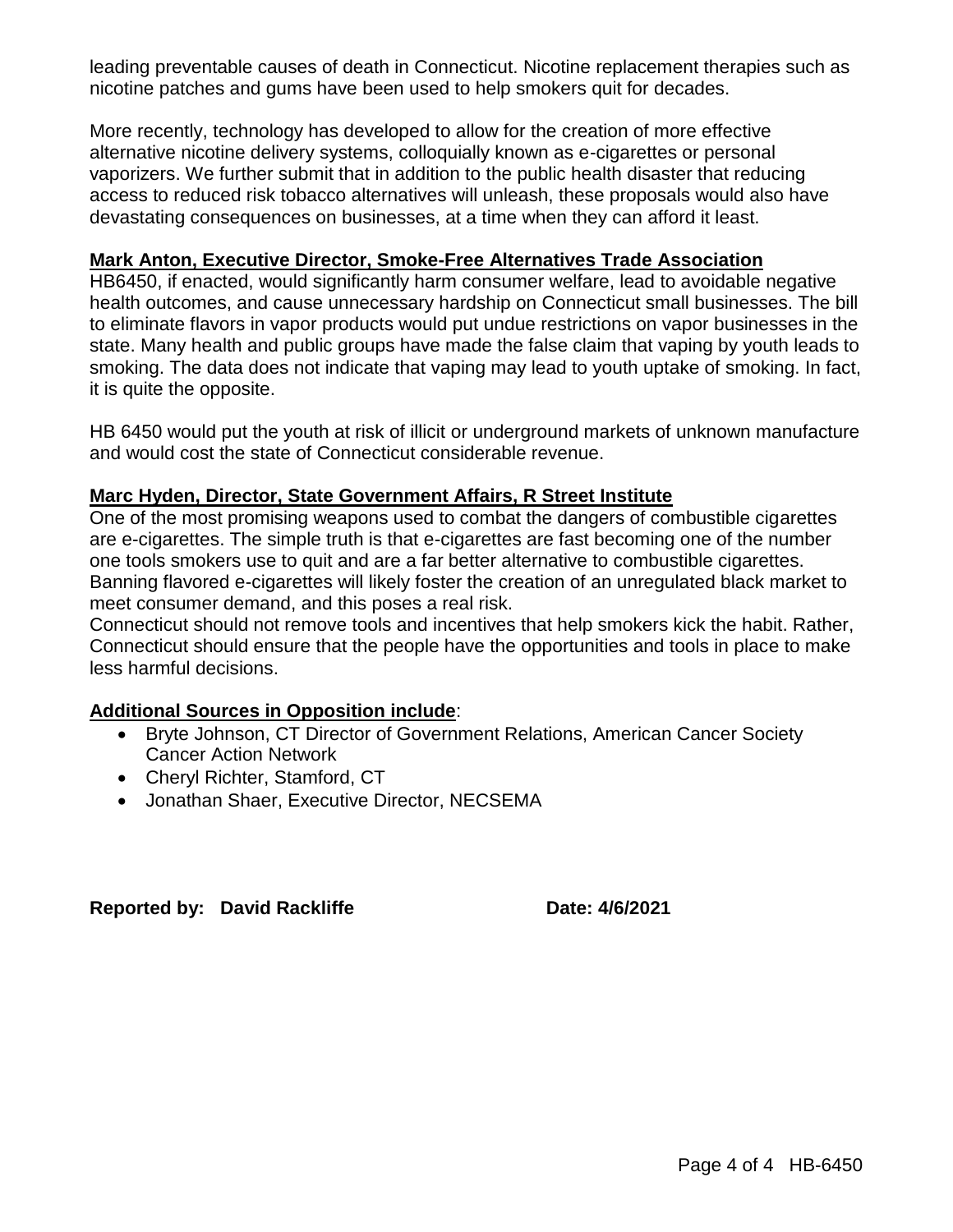leading preventable causes of death in Connecticut. Nicotine replacement therapies such as nicotine patches and gums have been used to help smokers quit for decades.

More recently, technology has developed to allow for the creation of more effective alternative nicotine delivery systems, colloquially known as e-cigarettes or personal vaporizers. We further submit that in addition to the public health disaster that reducing access to reduced risk tobacco alternatives will unleash, these proposals would also have devastating consequences on businesses, at a time when they can afford it least.

**Mark Anton, Executive Director, Smoke-Free Alternatives Trade Association**

HB6450, if enacted, would significantly harm consumer welfare, lead to avoidable negative health outcomes, and cause unnecessary hardship on Connecticut small businesses. The bill to eliminate flavors in vapor products would put undue restrictions on vapor businesses in the state. Many health and public groups have made the false claim that vaping by youth leads to smoking. The data does not indicate that vaping may lead to youth uptake of smoking. In fact, it is quite the opposite.

HB 6450 would put the youth at risk of illicit or underground markets of unknown manufacture and would cost the state of Connecticut considerable revenue.

**Marc Hyden, Director, State Government Affairs, R Street Institute**

One of the most promising weapons used to combat the dangers of combustible cigarettes are e-cigarettes. The simple truth is that e-cigarettes are fast becoming one of the number one tools smokers use to quit and are a far better alternative to combustible cigarettes. Banning flavored e-cigarettes will likely foster the creation of an unregulated black market to meet consumer demand, and this poses a real risk.

Connecticut should not remove tools and incentives that help smokers kick the habit. Rather, Connecticut should ensure that the people have the opportunities and tools in place to make less harmful decisions.

**Additional Sources in Opposition include**:

- Bryte Johnson, CT Director of Government Relations, American Cancer Society Cancer Action Network
- Cheryl Richter, Stamford, CT
- Jonathan Shaer, Executive Director, NECSEMA

**Reported by: David Rackliffe** **Date: 4/6/2021**